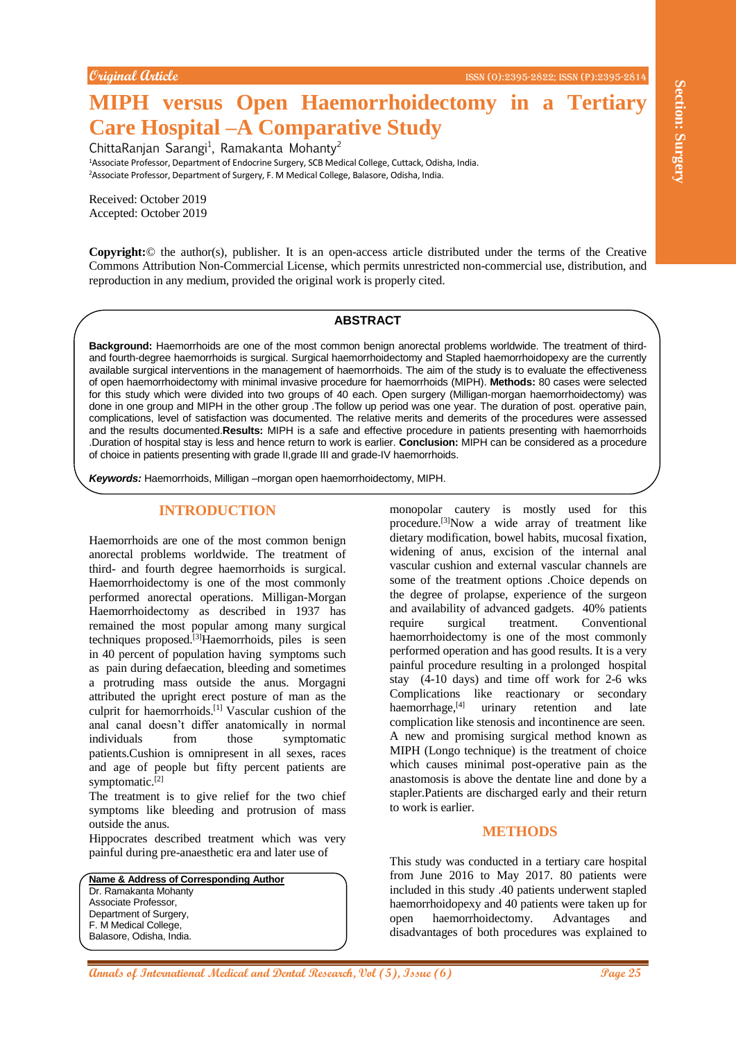Original Article

# MIPH versus Open Haemorrhoidectomy in a Tertiary Care Hospital –A Comparative Study

ChittaRanjan Sarangi[1], Ramakanta Mohanty[2]

[1]Associate Professor, Department of Endocrine Surgery, SCB Medical College, Cuttack, Odisha, India.
[2]Associate Professor, Department of Surgery, F. M Medical College, Balasore, Odisha, India.

Received: October 2019
Accepted: October 2019

**Copyright:**© the author(s), publisher. It is an open-access article distributed under the terms of the Creative Commons Attribution Non-Commercial License, which permits unrestricted non-commercial use, distribution, and reproduction in any medium, provided the original work is properly cited.

## ABSTRACT

**Background:** Haemorrhoids are one of the most common benign anorectal problems worldwide. The treatment of third- and fourth-degree haemorrhoids is surgical. Surgical haemorrhoidectomy and Stapled haemorrhoidopexy are the currently available surgical interventions in the management of haemorrhoids. The aim of the study is to evaluate the effectiveness of open haemorrhoidectomy with minimal invasive procedure for haemorrhoids (MIPH). **Methods:** 80 cases were selected for this study which were divided into two groups of 40 each. Open surgery (Milligan-morgan haemorrhoidectomy) was done in one group and MIPH in the other group .The follow up period was one year. The duration of post. operative pain, complications, level of satisfaction was documented. The relative merits and demerits of the procedures were assessed and the results documented.**Results:** MIPH is a safe and effective procedure in patients presenting with haemorrhoids .Duration of hospital stay is less and hence return to work is earlier. **Conclusion:** MIPH can be considered as a procedure of choice in patients presenting with grade II,grade III and grade-IV haemorrhoids.

***Keywords:*** Haemorrhoids, Milligan –morgan open haemorrhoidectomy, MIPH.

## INTRODUCTION

Haemorrhoids are one of the most common benign anorectal problems worldwide. The treatment of third- and fourth degree haemorrhoids is surgical. Haemorrhoidectomy is one of the most commonly performed anorectal operations. Milligan-Morgan Haemorrhoidectomy as described in 1937 has remained the most popular among many surgical techniques proposed.[3]Haemorrhoids, piles is seen in 40 percent of population having symptoms such as pain during defaecation, bleeding and sometimes a protruding mass outside the anus. Morgagni attributed the upright erect posture of man as the culprit for haemorrhoids.[1] Vascular cushion of the anal canal doesn't differ anatomically in normal individuals from those symptomatic patients.Cushion is omnipresent in all sexes, races and age of people but fifty percent patients are symptomatic.[2]

The treatment is to give relief for the two chief symptoms like bleeding and protrusion of mass outside the anus.

Hippocrates described treatment which was very painful during pre-anaesthetic era and later use of monopolar cautery is mostly used for this procedure.[3]Now a wide array of treatment like dietary modification, bowel habits, mucosal fixation, widening of anus, excision of the internal anal vascular cushion and external vascular channels are some of the treatment options .Choice depends on the degree of prolapse, experience of the surgeon and availability of advanced gadgets. 40% patients require surgical treatment. Conventional haemorrhoidectomy is one of the most commonly performed operation and has good results. It is a very painful procedure resulting in a prolonged hospital stay (4-10 days) and time off work for 2-6 wks Complications like reactionary or secondary haemorrhage,[4] urinary retention and late complication like stenosis and incontinence are seen. A new and promising surgical method known as MIPH (Longo technique) is the treatment of choice which causes minimal post-operative pain as the anastomosis is above the dentate line and done by a stapler.Patients are discharged early and their return to work is earlier.

**Name & Address of Corresponding Author**
Dr. Ramakanta Mohanty
Associate Professor,
Department of Surgery,
F. M Medical College,
Balasore, Odisha, India.

## METHODS

This study was conducted in a tertiary care hospital from June 2016 to May 2017. 80 patients were included in this study .40 patients underwent stapled haemorrhoidopexy and 40 patients were taken up for open haemorrhoidectomy. Advantages and disadvantages of both procedures was explained to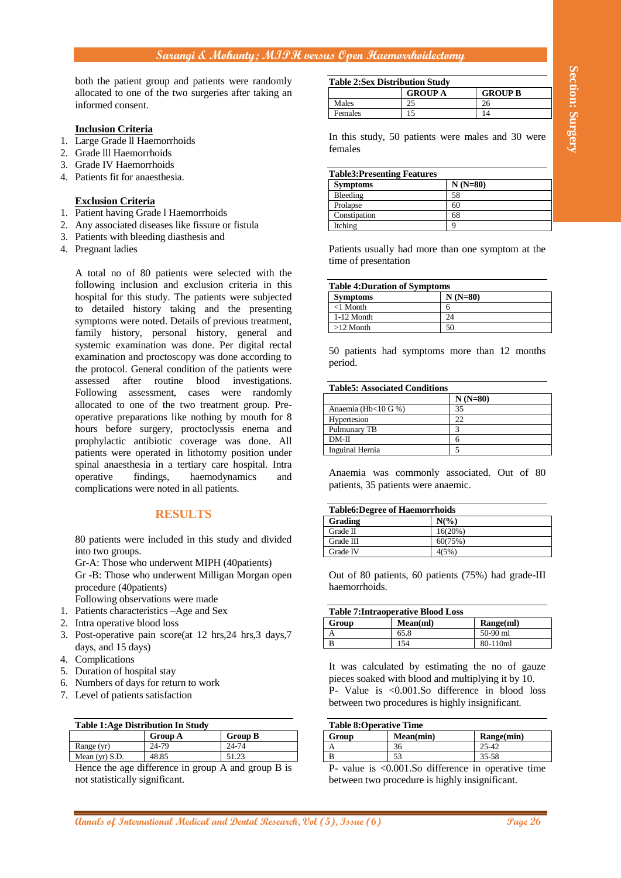both the patient group and patients were randomly allocated to one of the two surgeries after taking an informed consent.

**Inclusion Criteria**

1. Large Grade ll Haemorrhoids
2. Grade lll Haemorrhoids
3. Grade IV Haemorrhoids
4. Patients fit for anaesthesia.

**Exclusion Criteria**

1. Patient having Grade l Haemorrhoids
2. Any associated diseases like fissure or fistula
3. Patients with bleeding diasthesis and
4. Pregnant ladies

A total no of 80 patients were selected with the following inclusion and exclusion criteria in this hospital for this study. The patients were subjected to detailed history taking and the presenting symptoms were noted. Details of previous treatment, family history, personal history, general and systemic examination was done. Per digital rectal examination and proctoscopy was done according to the protocol. General condition of the patients were assessed after routine blood investigations. Following assessment, cases were randomly allocated to one of the two treatment group. Pre-operative preparations like nothing by mouth for 8 hours before surgery, proctoclyssis enema and prophylactic antibiotic coverage was done. All patients were operated in lithotomy position under spinal anaesthesia in a tertiary care hospital. Intra operative findings, haemodynamics and complications were noted in all patients.

## RESULTS

80 patients were included in this study and divided into two groups.

Gr-A: Those who underwent MIPH (40patients)

Gr -B: Those who underwent Milligan Morgan open procedure (40patients)

Following observations were made

1. Patients characteristics –Age and Sex
2. Intra operative blood loss
3. Post-operative pain score(at 12 hrs,24 hrs,3 days,7 days, and 15 days)
4. Complications
5. Duration of hospital stay
6. Numbers of days for return to work
7. Level of patients satisfaction

**Table 1:Age Distribution In Study**

| | Group A | Group B |
|---|---|---|
| Range (yr) | 24-79 | 24-74 |
| Mean (yr) S.D. | 48.85 | 51.23 |

Hence the age difference in group A and group B is not statistically significant.

**Table 2:Sex Distribution Study**

| | GROUP A | GROUP B |
|---|---|---|
| Males | 25 | 26 |
| Females | 15 | 14 |

In this study, 50 patients were males and 30 were females

**Table3:Presenting Features**

| Symptoms | N (N=80) |
|---|---|
| Bleeding | 58 |
| Prolapse | 60 |
| Constipation | 68 |
| Itching | 9 |

Patients usually had more than one symptom at the time of presentation

**Table 4:Duration of Symptoms**

| Symptoms | N (N=80) |
|---|---|
| <1 Month | 6 |
| 1-12 Month | 24 |
| >12 Month | 50 |

50 patients had symptoms more than 12 months period.

**Table5: Associated Conditions**

| | N (N=80) |
|---|---|
| Anaemia (Hb<10 G %) | 35 |
| Hypertesion | 22 |
| Pulmunary TB | 3 |
| DM-II | 6 |
| Inguinal Hernia | 5 |

Anaemia was commonly associated. Out of 80 patients, 35 patients were anaemic.

**Table6:Degree of Haemorrhoids**

| Grading | N(%) |
|---|---|
| Grade II | 16(20%) |
| Grade III | 60(75%) |
| Grade IV | 4(5%) |

Out of 80 patients, 60 patients (75%) had grade-III haemorrhoids.

**Table 7:Intraoperative Blood Loss**

| Group | Mean(ml) | Range(ml) |
|---|---|---|
| A | 65.8 | 50-90 ml |
| B | 154 | 80-110ml |

It was calculated by estimating the no of gauze pieces soaked with blood and multiplying it by 10.

P- Value is <0.001.So difference in blood loss between two procedures is highly insignificant.

**Table 8:Operative Time**

| Group | Mean(min) | Range(min) |
|---|---|---|
| A | 36 | 25-42 |
| B | 53 | 35-58 |

P- value is <0.001.So difference in operative time between two procedure is highly insignificant.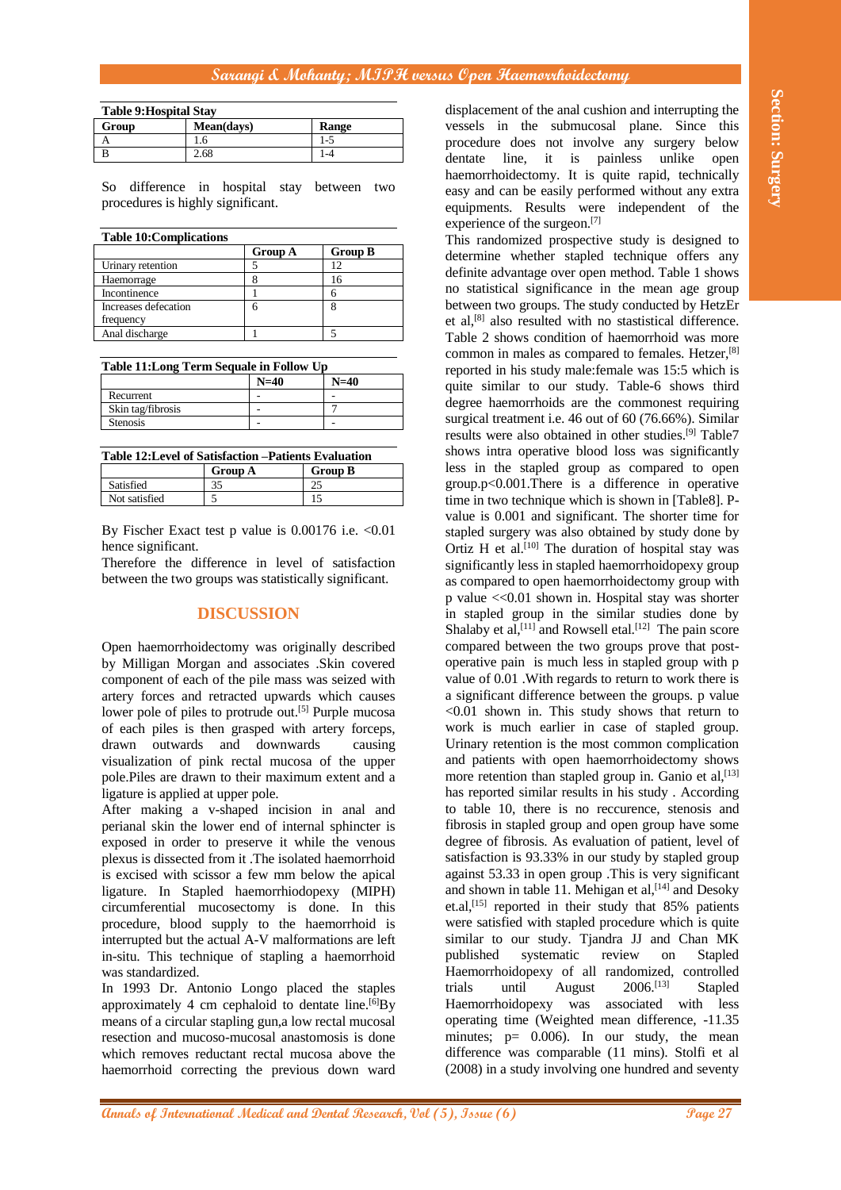**Table 9:Hospital Stay**

| Group | Mean(days) | Range |
|---|---|---|
| A | 1.6 | 1-5 |
| B | 2.68 | 1-4 |

So difference in hospital stay between two procedures is highly significant.

**Table 10:Complications**

| | Group A | Group B |
|---|---|---|
| Urinary retention | 5 | 12 |
| Haemorrage | 8 | 16 |
| Incontinence | 1 | 6 |
| Increases defecation frequency | 6 | 8 |
| Anal discharge | 1 | 5 |

**Table 11:Long Term Sequale in Follow Up**

| | N=40 | N=40 |
|---|---|---|
| Recurrent | - | - |
| Skin tag/fibrosis | - | 7 |
| Stenosis | - | - |

**Table 12:Level of Satisfaction –Patients Evaluation**

| | Group A | Group B |
|---|---|---|
| Satisfied | 35 | 25 |
| Not satisfied | 5 | 15 |

By Fischer Exact test p value is 0.00176 i.e. <0.01 hence significant.

Therefore the difference in level of satisfaction between the two groups was statistically significant.

## DISCUSSION

Open haemorrhoidectomy was originally described by Milligan Morgan and associates .Skin covered component of each of the pile mass was seized with artery forces and retracted upwards which causes lower pole of piles to protrude out.[5] Purple mucosa of each piles is then grasped with artery forceps, drawn outwards and downwards causing visualization of pink rectal mucosa of the upper pole.Piles are drawn to their maximum extent and a ligature is applied at upper pole.

After making a v-shaped incision in anal and perianal skin the lower end of internal sphincter is exposed in order to preserve it while the venous plexus is dissected from it .The isolated haemorrhoid is excised with scissor a few mm below the apical ligature. In Stapled haemorrhiodopexy (MIPH) circumferential mucosectomy is done. In this procedure, blood supply to the haemorrhoid is interrupted but the actual A-V malformations are left in-situ. This technique of stapling a haemorrhoid was standardized.

In 1993 Dr. Antonio Longo placed the staples approximately 4 cm cephaloid to dentate line.[6]By means of a circular stapling gun,a low rectal mucosal resection and mucoso-mucosal anastomosis is done which removes reductant rectal mucosa above the haemorrhoid correcting the previous down ward displacement of the anal cushion and interrupting the vessels in the submucosal plane. Since this procedure does not involve any surgery below dentate line, it is painless unlike open haemorrhoidectomy. It is quite rapid, technically easy and can be easily performed without any extra equipments. Results were independent of the experience of the surgeon.[7]

This randomized prospective study is designed to determine whether stapled technique offers any definite advantage over open method. Table 1 shows no statistical significance in the mean age group between two groups. The study conducted by HetzEr et al,[8] also resulted with no stastistical difference. Table 2 shows condition of haemorrhoid was more common in males as compared to females. Hetzer,[8] reported in his study male:female was 15:5 which is quite similar to our study. Table-6 shows third degree haemorrhoids are the commonest requiring surgical treatment i.e. 46 out of 60 (76.66%). Similar results were also obtained in other studies.[9] Table7 shows intra operative blood loss was significantly less in the stapled group as compared to open group.p<0.001.There is a difference in operative time in two technique which is shown in [Table8]. P-value is 0.001 and significant. The shorter time for stapled surgery was also obtained by study done by Ortiz H et al.[10] The duration of hospital stay was significantly less in stapled haemorrhoidopexy group as compared to open haemorrhoidectomy group with p value <<0.01 shown in. Hospital stay was shorter in stapled group in the similar studies done by Shalaby et al,[11] and Rowsell etal.[12] The pain score compared between the two groups prove that post-operative pain is much less in stapled group with p value of 0.01 .With regards to return to work there is a significant difference between the groups. p value <0.01 shown in. This study shows that return to work is much earlier in case of stapled group. Urinary retention is the most common complication and patients with open haemorrhoidectomy shows more retention than stapled group in. Ganio et al,[13] has reported similar results in his study . According to table 10, there is no reccurence, stenosis and fibrosis in stapled group and open group have some degree of fibrosis. As evaluation of patient, level of satisfaction is 93.33% in our study by stapled group against 53.33 in open group .This is very significant and shown in table 11. Mehigan et al,[14] and Desoky et.al,[15] reported in their study that 85% patients were satisfied with stapled procedure which is quite similar to our study. Tjandra JJ and Chan MK published systematic review on Stapled Haemorrhoidopexy of all randomized, controlled trials until August 2006.[13] Stapled Haemorrhoidopexy was associated with less operating time (Weighted mean difference, -11.35 minutes; p= 0.006). In our study, the mean difference was comparable (11 mins). Stolfi et al (2008) in a study involving one hundred and seventy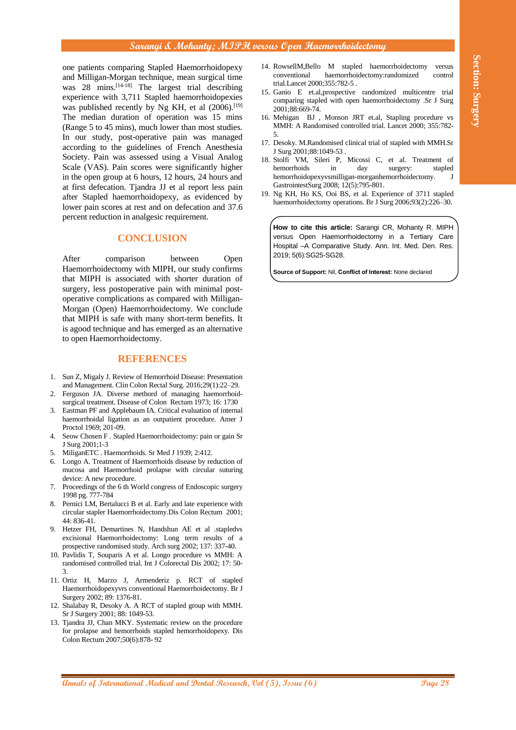one patients comparing Stapled Haemorrhoidopexy and Milligan-Morgan technique, mean surgical time was 28 mins.[14-18] The largest trial describing experience with 3,711 Stapled haemorrhoidopexies was published recently by Ng KH, et al (2006).[19] The median duration of operation was 15 mins (Range 5 to 45 mins), much lower than most studies. In our study, post-operative pain was managed according to the guidelines of French Anesthesia Society. Pain was assessed using a Visual Analog Scale (VAS). Pain scores were significantly higher in the open group at 6 hours, 12 hours, 24 hours and at first defecation. Tjandra JJ et al report less pain after Stapled haemorrhoidopexy, as evidenced by lower pain scores at rest and on defecation and 37.6 percent reduction in analgesic requirement.

## CONCLUSION

After comparison between Open Haemorrhoidectomy with MIPH, our study confirms that MIPH is associated with shorter duration of surgery, less postoperative pain with minimal post-operative complications as compared with Milligan-Morgan (Open) Haemorrhoidectomy. We conclude that MIPH is safe with many short-term benefits. It is agood technique and has emerged as an alternative to open Haemorrhoidectomy.

## REFERENCES

1. Sun Z, Migaly J. Review of Hemorrhoid Disease: Presentation and Management. Clin Colon Rectal Surg. 2016;29(1):22–29.
2. Ferguson JA. Diverse methord of managing haemorrhoid-surgical treatment. Disease of Colon Rectum 1973; 16: 1730
3. Eastman PF and Applebaum IA. Critical evaluation of internal haemorrhoidal ligation as an outpatient procedure. Amer J Proctol 1969; 201-09.
4. Seow Chosen F . Stapled Haemorrhoidectomy: pain or gain Sr J Surg 2001;1-3
5. MiliganETC . Haemorrhoids. Sr Med J 1939; 2:412.
6. Longo A. Treatment of Haemorrhoids disease by reduction of mucosa and Haemorrhoid prolapse with circular suturing device: A new procedure.
7. Proceedings of the 6 th World congress of Endoscopic surgery 1998 pg. 777-784
8. Pernici LM, Bertalucci B et al. Early and late experience with circular stapler Haemorrhoidectomy.Dis Colon Rectum 2001; 44: 836-41.
9. Hetzer FH, Demartines N, Handshun AE et al .stapledvs excisional Haemorrhoidectomy: Long term results of a prospective randomised study. Arch surg 2002; 137: 337-40.
10. Pavlidis T, Souparis A et al. Longo procedure vs MMH: A randomised controlled trial. Int J Colorectal Dis 2002; 17: 50-3.
11. Ortiz H, Marzo J, Armenderiz p. RCT of stapled Haemorrhoidopexyvrs conventional Haemorrhoidectomy. Br J Surgery 2002; 89: 1376-81.
12. Shalabay R, Desoky A. A RCT of stapled group with MMH. Sr J Surgery 2001; 88: 1049-53.
13. Tjandra JJ, Chan MKY. Systematic review on the procedure for prolapse and hemorrhoids stapled hemorrhoidopexy. Dis Colon Rectum 2007;50(6):878- 92
14. RowsellM,Bello M stapled haemorrhoidectomy versus conventional haemorrhoidectomy:randomized control trial.Lancet 2000;355:782-5 .
15. Ganio E et.al,prospective randomized multicentre trial comparing stapled with open haemorrhoidectomy .Sr J Surg 2001;88:669-74.
16. Mehigan BJ , Monson JRT et.al, Stapling procedure vs MMH: A Randomised controlled trial. Lancet 2000; 355:782-5.
17. Desoky. M.Randomised clinical trial of stapled with MMH.Sr J Surg 2001;88:1049-53 .
18. Stolfi VM, Sileri P, Micossi C, et al. Treatment of hemorrhoids in day surgery: stapled hemorrhoidopexyvsmilligan-morganhemorrhoidectomy. J GastrointestSurg 2008; 12(5):795-801.
19. Ng KH, Ho KS, Ooi BS, et al. Experience of 3711 stapled haemorrhoidectomy operations. Br J Surg 2006;93(2):226–30.

**How to cite this article:** Sarangi CR, Mohanty R. MIPH versus Open Haemorrhoidectomy in a Tertiary Care Hospital –A Comparative Study. Ann. Int. Med. Den. Res. 2019; 5(6):SG25-SG28.

**Source of Support:** Nil, **Conflict of Interest:** None declared